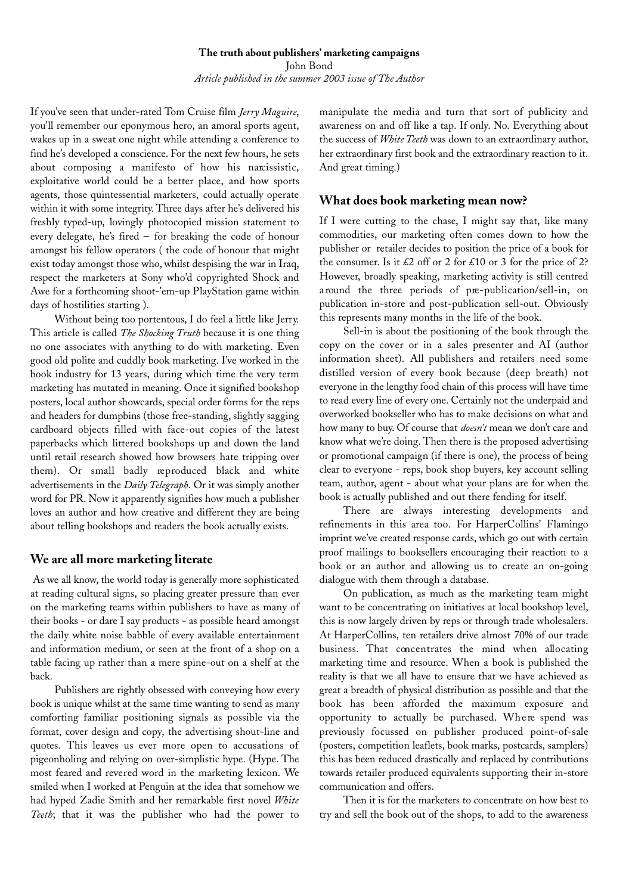**The truth about publishers' marketing campaigns**

John Bond

*Article published in the summer 2003 issue of The Author*

If you've seen that under-rated Tom Cruise film *Jerry Maguire*, you'll remember our eponymous hero, an amoral sports agent, wakes up in a sweat one night while attending a conference to find he's developed a conscience. For the next few hours, he sets about composing a manifesto of how his narcissistic, exploitative world could be a better place, and how sports agents, those quintessential marketers, could actually operate within it with some integrity. Three days after he's delivered his freshly typed-up, lovingly photocopied mission statement to every delegate, he's fired – for breaking the code of honour amongst his fellow operators ( the code of honour that might exist today amongst those who, whilst despising the war in Iraq, respect the marketers at Sony who'd copyrighted Shock and Awe for a forthcoming shoot-'em-up PlayStation game within days of hostilities starting ).

Without being too portentous, I do feel a little like Jerry. This article is called *The Shocking Truth* because it is one thing no one associates with anything to do with marketing. Even good old polite and cuddly book marketing. I've worked in the book industry for 13 years, during which time the very term marketing has mutated in meaning. Once it signified bookshop posters, local author showcards, special order forms for the reps and headers for dumpbins (those free-standing, slightly sagging cardboard objects filled with face-out copies of the latest paperbacks which littered bookshops up and down the land until retail research showed how browsers hate tripping over them). Or small badly reproduced black and white advertisements in the *Daily Telegraph*. Or it was simply another word for PR. Now it apparently signifies how much a publisher loves an author and how creative and different they are being about telling bookshops and readers the book actually exists.

## We are all more marketing literate

As we all know, the world today is generally more sophisticated at reading cultural signs, so placing greater pressure than ever on the marketing teams within publishers to have as many of their books - or dare I say products - as possible heard amongst the daily white noise babble of every available entertainment and information medium, or seen at the front of a shop on a table facing up rather than a mere spine-out on a shelf at the back.

Publishers are rightly obsessed with conveying how every book is unique whilst at the same time wanting to send as many comforting familiar positioning signals as possible via the format, cover design and copy, the advertising shout-line and quotes. This leaves us ever more open to accusations of pigeonholing and relying on over-simplistic hype. (Hype. The most feared and revered word in the marketing lexicon. We smiled when I worked at Penguin at the idea that somehow we had hyped Zadie Smith and her remarkable first novel *White Teeth*; that it was the publisher who had the power to manipulate the media and turn that sort of publicity and awareness on and off like a tap. If only. No. Everything about the success of *White Teeth* was down to an extraordinary author, her extraordinary first book and the extraordinary reaction to it. And great timing.)

## What does book marketing mean now?

If I were cutting to the chase, I might say that, like many commodities, our marketing often comes down to how the publisher or retailer decides to position the price of a book for the consumer. Is it £2 off or 2 for £10 or 3 for the price of 2? However, broadly speaking, marketing activity is still centred around the three periods of pre-publication/sell-in, on publication in-store and post-publication sell-out. Obviously this represents many months in the life of the book.

Sell-in is about the positioning of the book through the copy on the cover or in a sales presenter and AI (author information sheet). All publishers and retailers need some distilled version of every book because (deep breath) not everyone in the lengthy food chain of this process will have time to read every line of every one. Certainly not the underpaid and overworked bookseller who has to make decisions on what and how many to buy. Of course that *doesn't* mean we don't care and know what we're doing. Then there is the proposed advertising or promotional campaign (if there is one), the process of being clear to everyone - reps, book shop buyers, key account selling team, author, agent - about what your plans are for when the book is actually published and out there fending for itself.

There are always interesting developments and refinements in this area too. For HarperCollins' Flamingo imprint we've created response cards, which go out with certain proof mailings to booksellers encouraging their reaction to a book or an author and allowing us to create an on-going dialogue with them through a database.

On publication, as much as the marketing team might want to be concentrating on initiatives at local bookshop level, this is now largely driven by reps or through trade wholesalers. At HarperCollins, ten retailers drive almost 70% of our trade business. That concentrates the mind when allocating marketing time and resource. When a book is published the reality is that we all have to ensure that we have achieved as great a breadth of physical distribution as possible and that the book has been afforded the maximum exposure and opportunity to actually be purchased. Where spend was previously focussed on publisher produced point-of-sale (posters, competition leaflets, book marks, postcards, samplers) this has been reduced drastically and replaced by contributions towards retailer produced equivalents supporting their in-store communication and offers.

Then it is for the marketers to concentrate on how best to try and sell the book out of the shops, to add to the awareness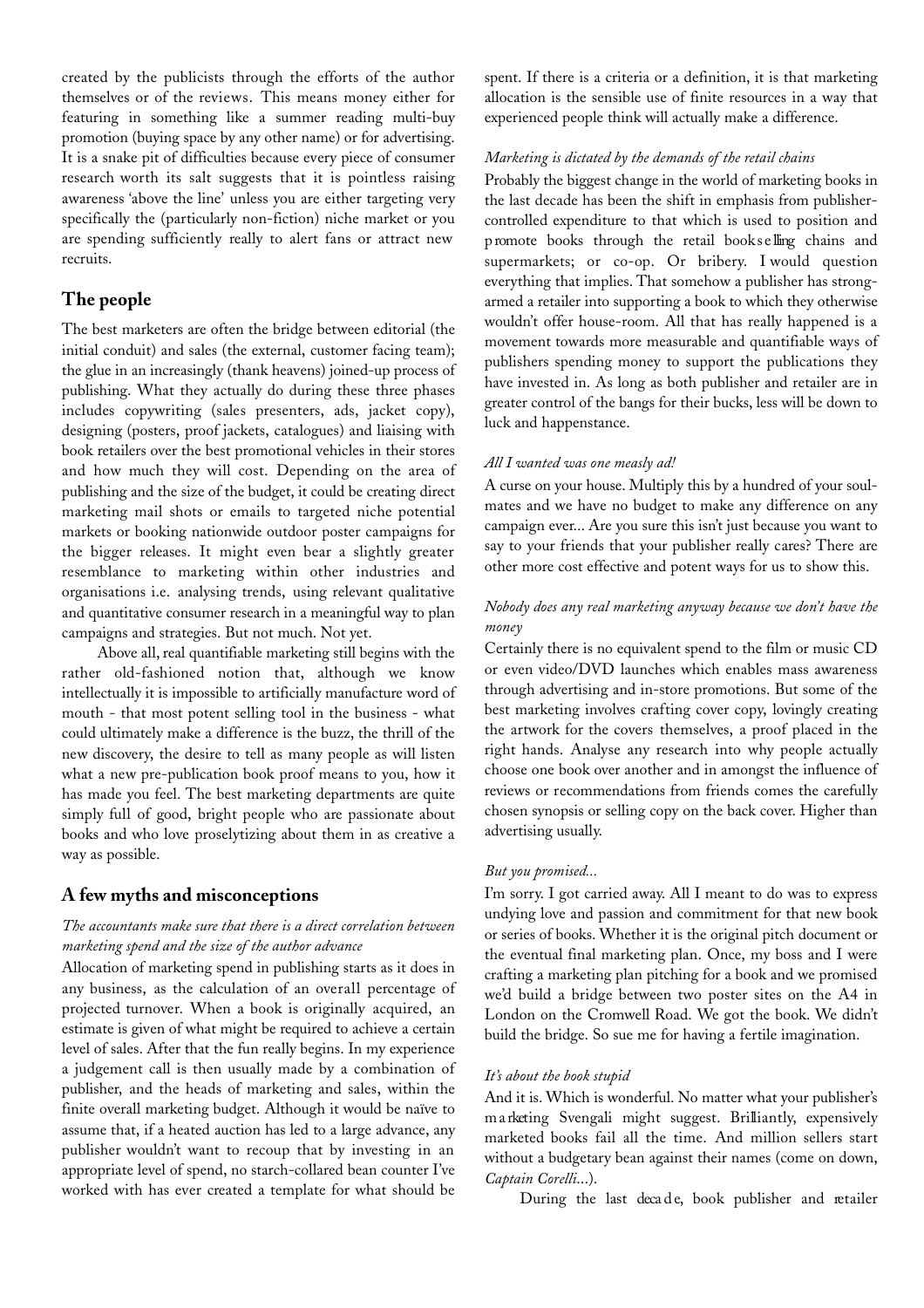created by the publicists through the efforts of the author themselves or of the reviews. This means money either for featuring in something like a summer reading multi-buy promotion (buying space by any other name) or for advertising. It is a snake pit of difficulties because every piece of consumer research worth its salt suggests that it is pointless raising awareness 'above the line' unless you are either targeting very specifically the (particularly non-fiction) niche market or you are spending sufficiently really to alert fans or attract new recruits.

## The people

The best marketers are often the bridge between editorial (the initial conduit) and sales (the external, customer facing team); the glue in an increasingly (thank heavens) joined-up process of publishing. What they actually do during these three phases includes copywriting (sales presenters, ads, jacket copy), designing (posters, proof jackets, catalogues) and liaising with book retailers over the best promotional vehicles in their stores and how much they will cost. Depending on the area of publishing and the size of the budget, it could be creating direct marketing mail shots or emails to targeted niche potential markets or booking nationwide outdoor poster campaigns for the bigger releases. It might even bear a slightly greater resemblance to marketing within other industries and organisations i.e. analysing trends, using relevant qualitative and quantitative consumer research in a meaningful way to plan campaigns and strategies. But not much. Not yet.

Above all, real quantifiable marketing still begins with the rather old-fashioned notion that, although we know intellectually it is impossible to artificially manufacture word of mouth - that most potent selling tool in the business - what could ultimately make a difference is the buzz, the thrill of the new discovery, the desire to tell as many people as will listen what a new pre-publication book proof means to you, how it has made you feel. The best marketing departments are quite simply full of good, bright people who are passionate about books and who love proselytizing about them in as creative a way as possible.

## A few myths and misconceptions

*The accountants make sure that there is a direct correlation between marketing spend and the size of the author advance*

Allocation of marketing spend in publishing starts as it does in any business, as the calculation of an overall percentage of projected turnover. When a book is originally acquired, an estimate is given of what might be required to achieve a certain level of sales. After that the fun really begins. In my experience a judgement call is then usually made by a combination of publisher, and the heads of marketing and sales, within the finite overall marketing budget. Although it would be naïve to assume that, if a heated auction has led to a large advance, any publisher wouldn't want to recoup that by investing in an appropriate level of spend, no starch-collared bean counter I've worked with has ever created a template for what should be spent. If there is a criteria or a definition, it is that marketing allocation is the sensible use of finite resources in a way that experienced people think will actually make a difference.

*Marketing is dictated by the demands of the retail chains*

Probably the biggest change in the world of marketing books in the last decade has been the shift in emphasis from publisher-controlled expenditure to that which is used to position and promote books through the retail bookselling chains and supermarkets; or co-op. Or bribery. I would question everything that implies. That somehow a publisher has strong-armed a retailer into supporting a book to which they otherwise wouldn't offer house-room. All that has really happened is a movement towards more measurable and quantifiable ways of publishers spending money to support the publications they have invested in. As long as both publisher and retailer are in greater control of the bangs for their bucks, less will be down to luck and happenstance.

*All I wanted was one measly ad!*

A curse on your house. Multiply this by a hundred of your soul-mates and we have no budget to make any difference on any campaign ever... Are you sure this isn't just because you want to say to your friends that your publisher really cares? There are other more cost effective and potent ways for us to show this.

*Nobody does any real marketing anyway because we don't have the money*

Certainly there is no equivalent spend to the film or music CD or even video/DVD launches which enables mass awareness through advertising and in-store promotions. But some of the best marketing involves crafting cover copy, lovingly creating the artwork for the covers themselves, a proof placed in the right hands. Analyse any research into why people actually choose one book over another and in amongst the influence of reviews or recommendations from friends comes the carefully chosen synopsis or selling copy on the back cover. Higher than advertising usually.

*But you promised...*

I'm sorry. I got carried away. All I meant to do was to express undying love and passion and commitment for that new book or series of books. Whether it is the original pitch document or the eventual final marketing plan. Once, my boss and I were crafting a marketing plan pitching for a book and we promised we'd build a bridge between two poster sites on the A4 in London on the Cromwell Road. We got the book. We didn't build the bridge. So sue me for having a fertile imagination.

*It's about the book stupid*

And it is. Which is wonderful. No matter what your publisher's marketing Svengali might suggest. Brilliantly, expensively marketed books fail all the time. And million sellers start without a budgetary bean against their names (come on down, *Captain Corelli*...).

During the last decade, book publisher and retailer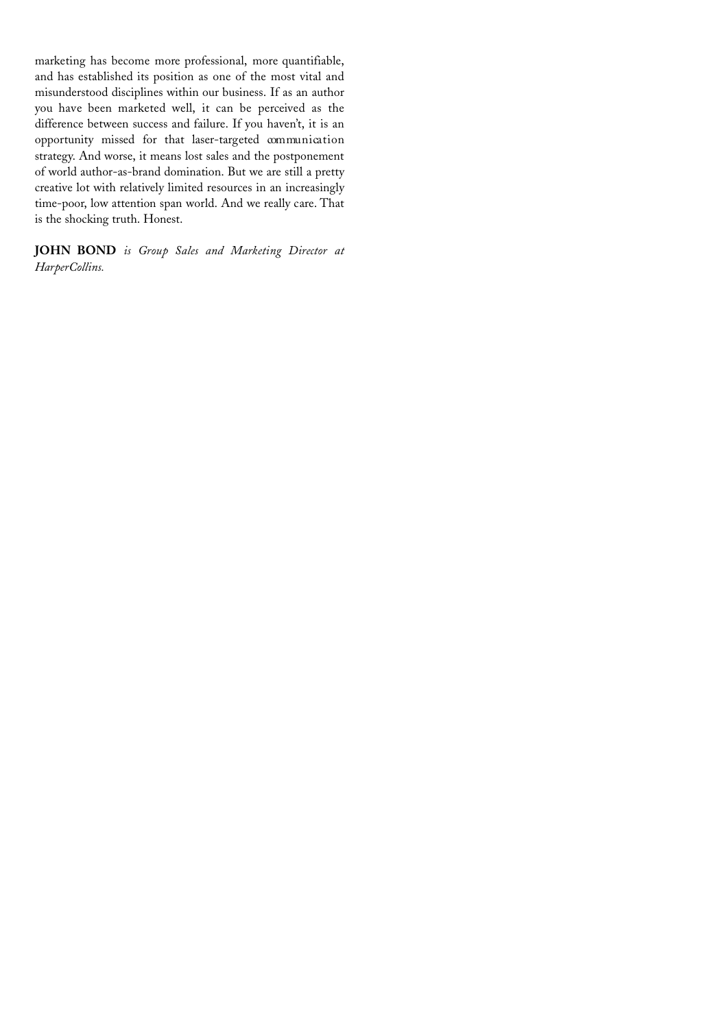marketing has become more professional, more quantifiable, and has established its position as one of the most vital and misunderstood disciplines within our business. If as an author you have been marketed well, it can be perceived as the difference between success and failure. If you haven't, it is an opportunity missed for that laser-targeted communication strategy. And worse, it means lost sales and the postponement of world author-as-brand domination. But we are still a pretty creative lot with relatively limited resources in an increasingly time-poor, low attention span world. And we really care. That is the shocking truth. Honest.

**JOHN BOND** *is Group Sales and Marketing Director at HarperCollins.*